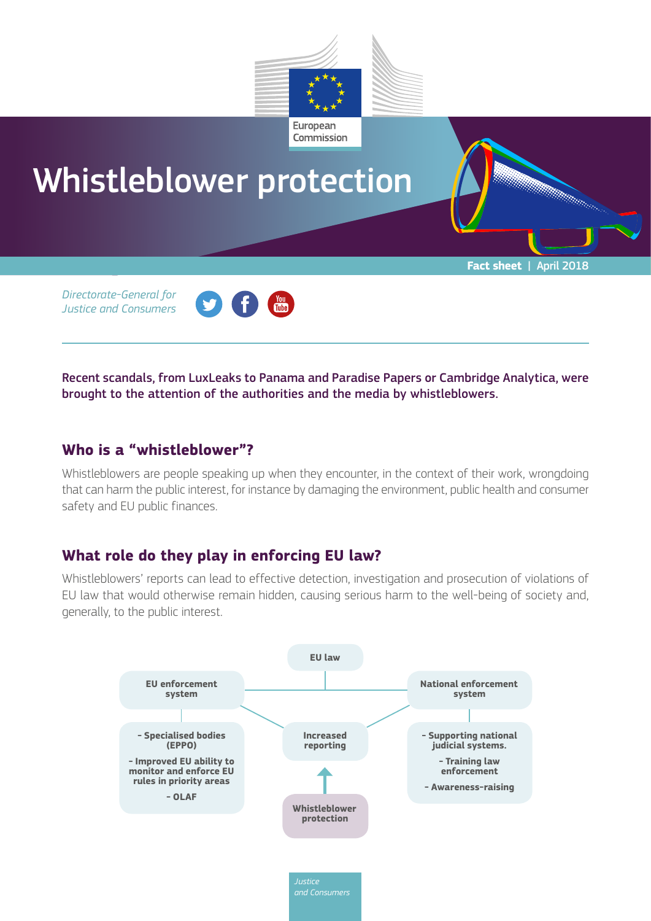# Whistleblower protection

**Fact sheet** | April 2018

*Directorate-General for Justice and Consumers*

**Recent scandals, from LuxLeaks to Panama and Paradise Papers or Cambridge Analytica, were brought to the attention of the authorities and the media by whistleblowers.**

## Who is a "whistleblower"?

Whistleblowers are people speaking up when they encounter, in the context of their work, wrongdoing that can harm the public interest, for instance by damaging the environment, public health and consumer safety and EU public finances.

## What role do they play in enforcing EU law?

Whistleblowers' reports can lead to effective detection, investigation and prosecution of violations of EU law that would otherwise remain hidden, causing serious harm to the well-being of society and, generally, to the public interest.

**EU law**

**EU enforcement system**

- **Specialised bodies (EPPO)**
- **Improved EU ability to monitor and enforce EU rules in priority areas**
- **OLAF**

**National enforcement system**

- **Supporting national judicial systems.**
- **Training law enforcement**
- **Awareness-raising**

**Increased reporting**

**Whistleblower protection**

*Justice and Consumers*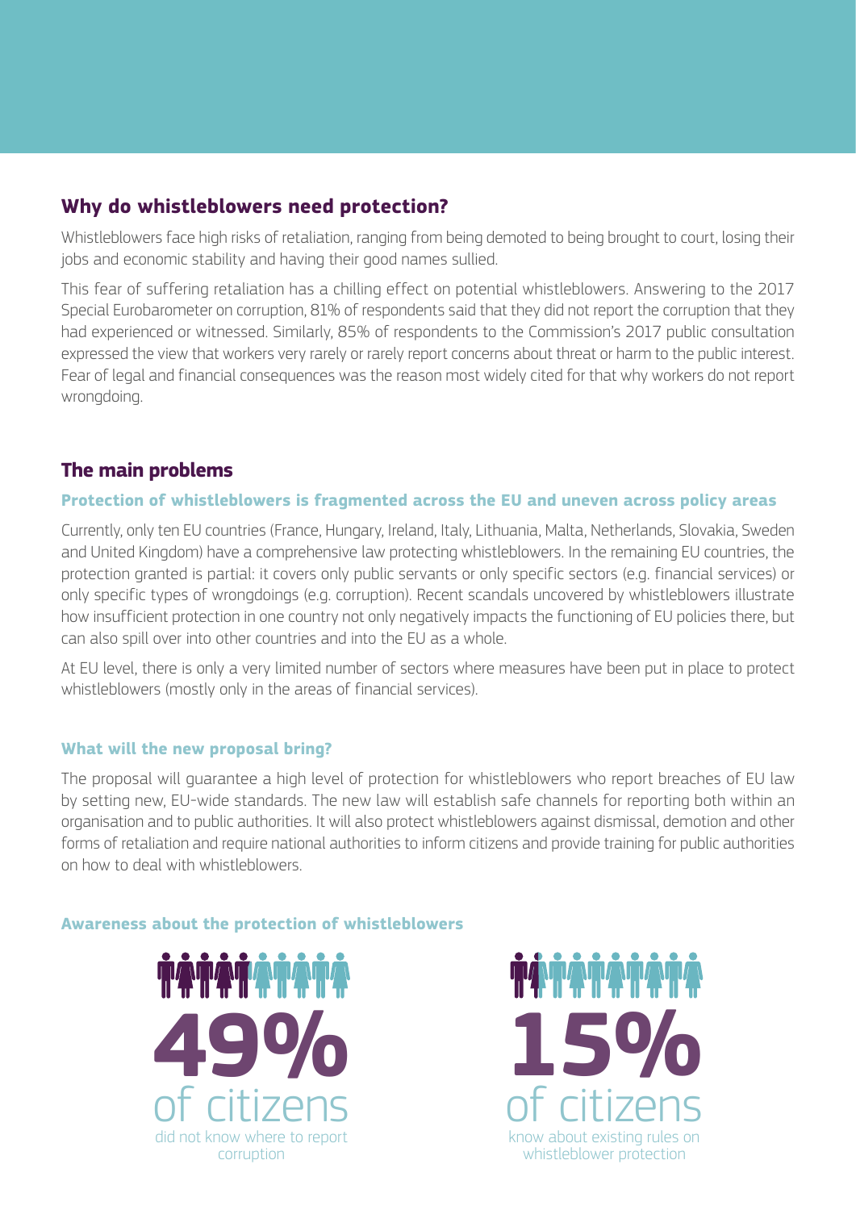## Why do whistleblowers need protection?

Whistleblowers face high risks of retaliation, ranging from being demoted to being brought to court, losing their jobs and economic stability and having their good names sullied.

This fear of suffering retaliation has a chilling effect on potential whistleblowers. Answering to the 2017 Special Eurobarometer on corruption, 81% of respondents said that they did not report the corruption that they had experienced or witnessed. Similarly, 85% of respondents to the Commission's 2017 public consultation expressed the view that workers very rarely or rarely report concerns about threat or harm to the public interest. Fear of legal and financial consequences was the reason most widely cited for that why workers do not report wrongdoing.

## The main problems

### Protection of whistleblowers is fragmented across the EU and uneven across policy areas

Currently, only ten EU countries (France, Hungary, Ireland, Italy, Lithuania, Malta, Netherlands, Slovakia, Sweden and United Kingdom) have a comprehensive law protecting whistleblowers. In the remaining EU countries, the protection granted is partial: it covers only public servants or only specific sectors (e.g. financial services) or only specific types of wrongdoings (e.g. corruption). Recent scandals uncovered by whistleblowers illustrate how insufficient protection in one country not only negatively impacts the functioning of EU policies there, but can also spill over into other countries and into the EU as a whole.

At EU level, there is only a very limited number of sectors where measures have been put in place to protect whistleblowers (mostly only in the areas of financial services).

### What will the new proposal bring?

The proposal will guarantee a high level of protection for whistleblowers who report breaches of EU law by setting new, EU-wide standards. The new law will establish safe channels for reporting both within an organisation and to public authorities. It will also protect whistleblowers against dismissal, demotion and other forms of retaliation and require national authorities to inform citizens and provide training for public authorities on how to deal with whistleblowers.

### Awareness about the protection of whistleblowers

**49%**
of citizens
did not know where to report corruption

**15%**
of citizens
know about existing rules on whistleblower protection